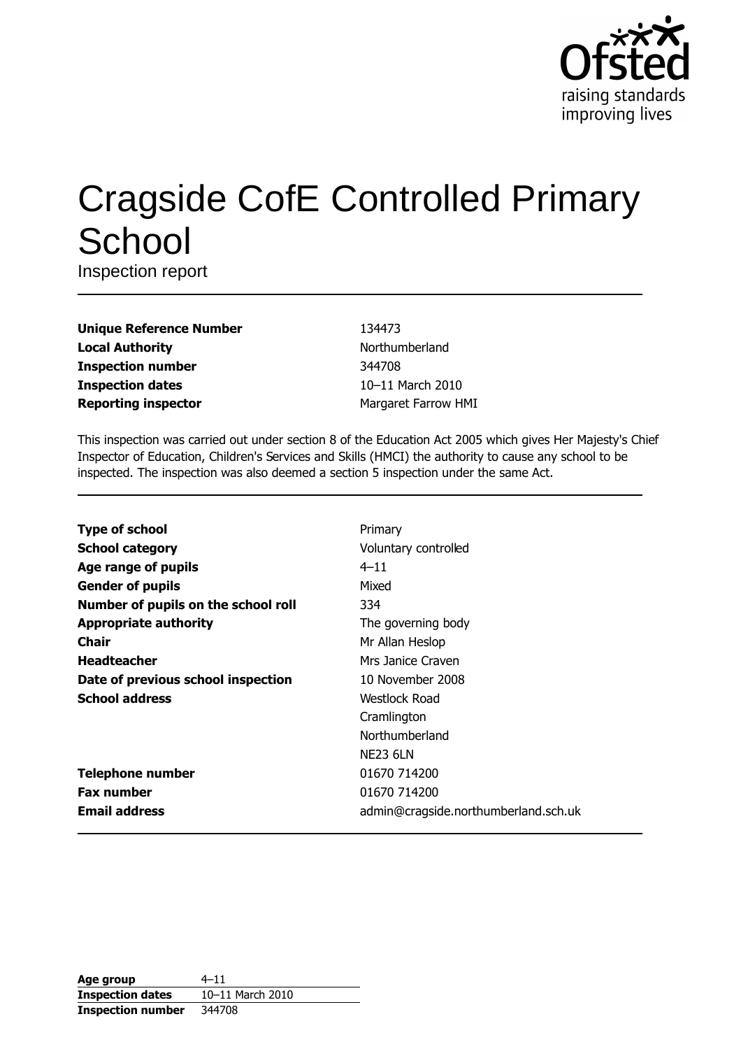Ofsted
raising standards
improving lives

# Cragside CofE Controlled Primary School

Inspection report

| | |
|---|---|
| **Unique Reference Number** | 134473 |
| **Local Authority** | Northumberland |
| **Inspection number** | 344708 |
| **Inspection dates** | 10–11 March 2010 |
| **Reporting inspector** | Margaret Farrow HMI |

This inspection was carried out under section 8 of the Education Act 2005 which gives Her Majesty's Chief Inspector of Education, Children's Services and Skills (HMCI) the authority to cause any school to be inspected. The inspection was also deemed a section 5 inspection under the same Act.

| | |
|---|---|
| **Type of school** | Primary |
| **School category** | Voluntary controlled |
| **Age range of pupils** | 4–11 |
| **Gender of pupils** | Mixed |
| **Number of pupils on the school roll** | 334 |
| **Appropriate authority** | The governing body |
| **Chair** | Mr Allan Heslop |
| **Headteacher** | Mrs Janice Craven |
| **Date of previous school inspection** | 10 November 2008 |
| **School address** | Westlock Road<br>Cramlington<br>Northumberland<br>NE23 6LN |
| **Telephone number** | 01670 714200 |
| **Fax number** | 01670 714200 |
| **Email address** | admin@cragside.northumberland.sch.uk |

| | |
|---|---|
| **Age group** | 4–11 |
| **Inspection dates** | 10–11 March 2010 |
| **Inspection number** | 344708 |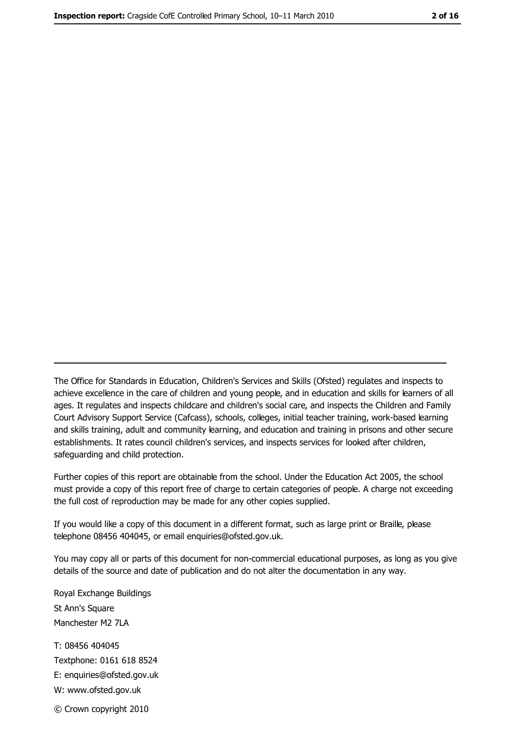The Office for Standards in Education, Children's Services and Skills (Ofsted) regulates and inspects to achieve excellence in the care of children and young people, and in education and skills for learners of all ages. It regulates and inspects childcare and children's social care, and inspects the Children and Family Court Advisory Support Service (Cafcass), schools, colleges, initial teacher training, work-based learning and skills training, adult and community learning, and education and training in prisons and other secure establishments. It rates council children's services, and inspects services for looked after children, safeguarding and child protection.

Further copies of this report are obtainable from the school. Under the Education Act 2005, the school must provide a copy of this report free of charge to certain categories of people. A charge not exceeding the full cost of reproduction may be made for any other copies supplied.

If you would like a copy of this document in a different format, such as large print or Braille, please telephone 08456 404045, or email enquiries@ofsted.gov.uk.

You may copy all or parts of this document for non-commercial educational purposes, as long as you give details of the source and date of publication and do not alter the documentation in any way.

Royal Exchange Buildings
St Ann's Square
Manchester M2 7LA

T: 08456 404045
Textphone: 0161 618 8524
E: enquiries@ofsted.gov.uk
W: www.ofsted.gov.uk

© Crown copyright 2010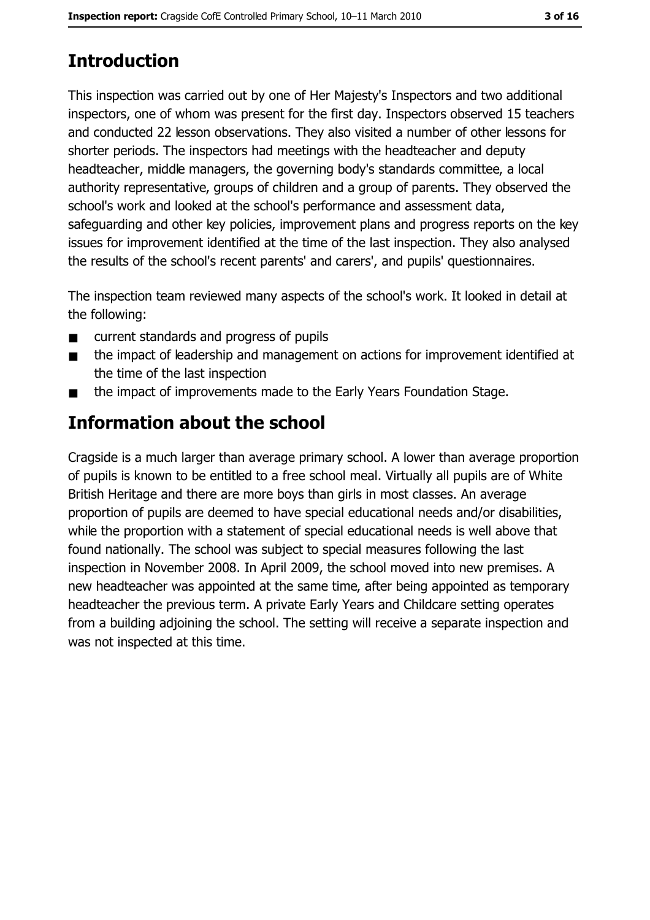## Introduction

This inspection was carried out by one of Her Majesty's Inspectors and two additional inspectors, one of whom was present for the first day. Inspectors observed 15 teachers and conducted 22 lesson observations. They also visited a number of other lessons for shorter periods. The inspectors had meetings with the headteacher and deputy headteacher, middle managers, the governing body's standards committee, a local authority representative, groups of children and a group of parents. They observed the school's work and looked at the school's performance and assessment data, safeguarding and other key policies, improvement plans and progress reports on the key issues for improvement identified at the time of the last inspection. They also analysed the results of the school's recent parents' and carers', and pupils' questionnaires.

The inspection team reviewed many aspects of the school's work. It looked in detail at the following:

- current standards and progress of pupils
- the impact of leadership and management on actions for improvement identified at the time of the last inspection
- the impact of improvements made to the Early Years Foundation Stage.

## Information about the school

Cragside is a much larger than average primary school. A lower than average proportion of pupils is known to be entitled to a free school meal. Virtually all pupils are of White British Heritage and there are more boys than girls in most classes. An average proportion of pupils are deemed to have special educational needs and/or disabilities, while the proportion with a statement of special educational needs is well above that found nationally. The school was subject to special measures following the last inspection in November 2008. In April 2009, the school moved into new premises. A new headteacher was appointed at the same time, after being appointed as temporary headteacher the previous term. A private Early Years and Childcare setting operates from a building adjoining the school. The setting will receive a separate inspection and was not inspected at this time.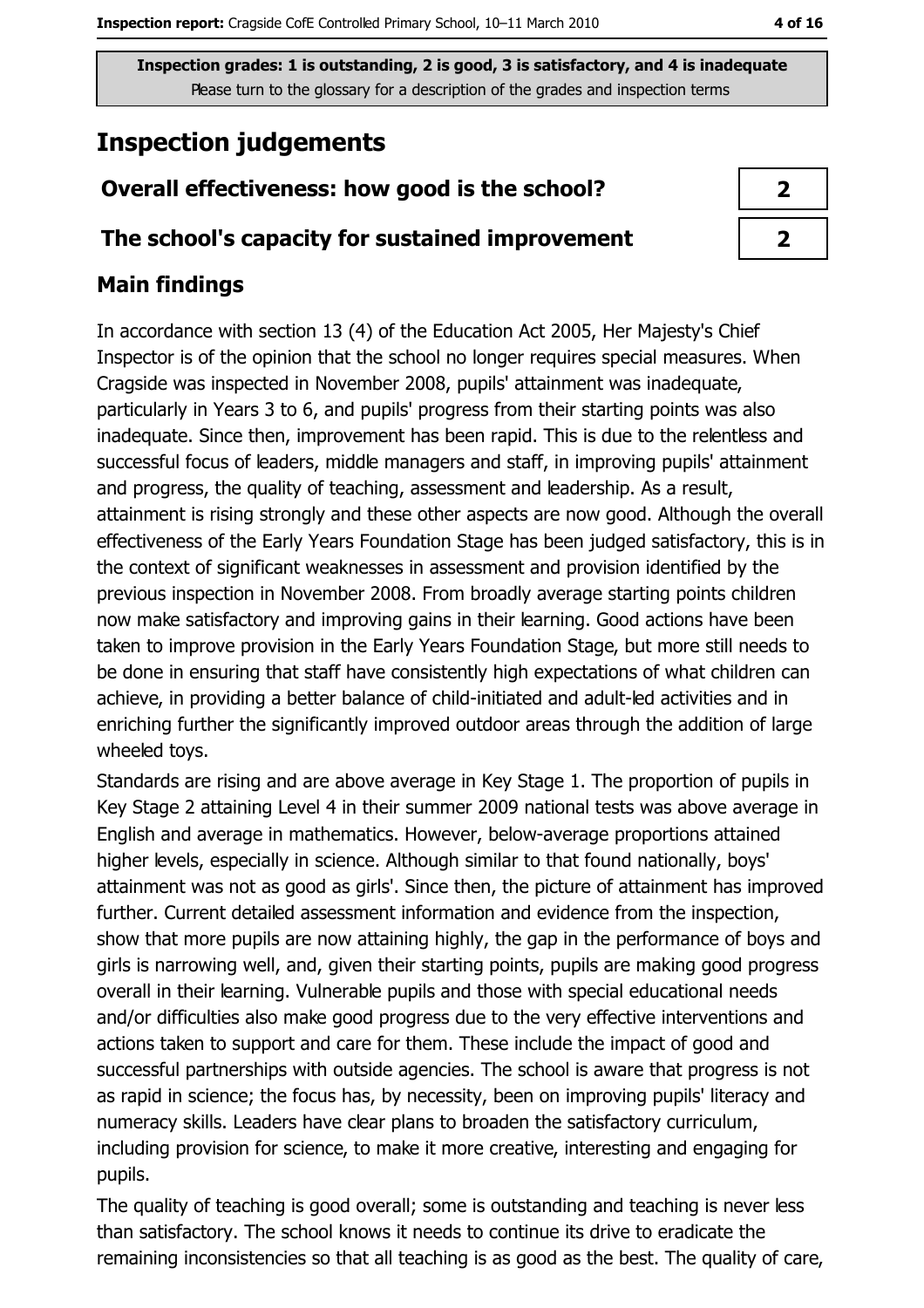Inspection grades: 1 is outstanding, 2 is good, 3 is satisfactory, and 4 is inadequate
Please turn to the glossary for a description of the grades and inspection terms

# Inspection judgements

| | |
|---|---|
| **Overall effectiveness: how good is the school?** | **2** |
| **The school's capacity for sustained improvement** | **2** |

## Main findings

In accordance with section 13 (4) of the Education Act 2005, Her Majesty's Chief Inspector is of the opinion that the school no longer requires special measures. When Cragside was inspected in November 2008, pupils' attainment was inadequate, particularly in Years 3 to 6, and pupils' progress from their starting points was also inadequate. Since then, improvement has been rapid. This is due to the relentless and successful focus of leaders, middle managers and staff, in improving pupils' attainment and progress, the quality of teaching, assessment and leadership. As a result, attainment is rising strongly and these other aspects are now good. Although the overall effectiveness of the Early Years Foundation Stage has been judged satisfactory, this is in the context of significant weaknesses in assessment and provision identified by the previous inspection in November 2008. From broadly average starting points children now make satisfactory and improving gains in their learning. Good actions have been taken to improve provision in the Early Years Foundation Stage, but more still needs to be done in ensuring that staff have consistently high expectations of what children can achieve, in providing a better balance of child-initiated and adult-led activities and in enriching further the significantly improved outdoor areas through the addition of large wheeled toys.

Standards are rising and are above average in Key Stage 1. The proportion of pupils in Key Stage 2 attaining Level 4 in their summer 2009 national tests was above average in English and average in mathematics. However, below-average proportions attained higher levels, especially in science. Although similar to that found nationally, boys' attainment was not as good as girls'. Since then, the picture of attainment has improved further. Current detailed assessment information and evidence from the inspection, show that more pupils are now attaining highly, the gap in the performance of boys and girls is narrowing well, and, given their starting points, pupils are making good progress overall in their learning. Vulnerable pupils and those with special educational needs and/or difficulties also make good progress due to the very effective interventions and actions taken to support and care for them. These include the impact of good and successful partnerships with outside agencies. The school is aware that progress is not as rapid in science; the focus has, by necessity, been on improving pupils' literacy and numeracy skills. Leaders have clear plans to broaden the satisfactory curriculum, including provision for science, to make it more creative, interesting and engaging for pupils.

The quality of teaching is good overall; some is outstanding and teaching is never less than satisfactory. The school knows it needs to continue its drive to eradicate the remaining inconsistencies so that all teaching is as good as the best. The quality of care,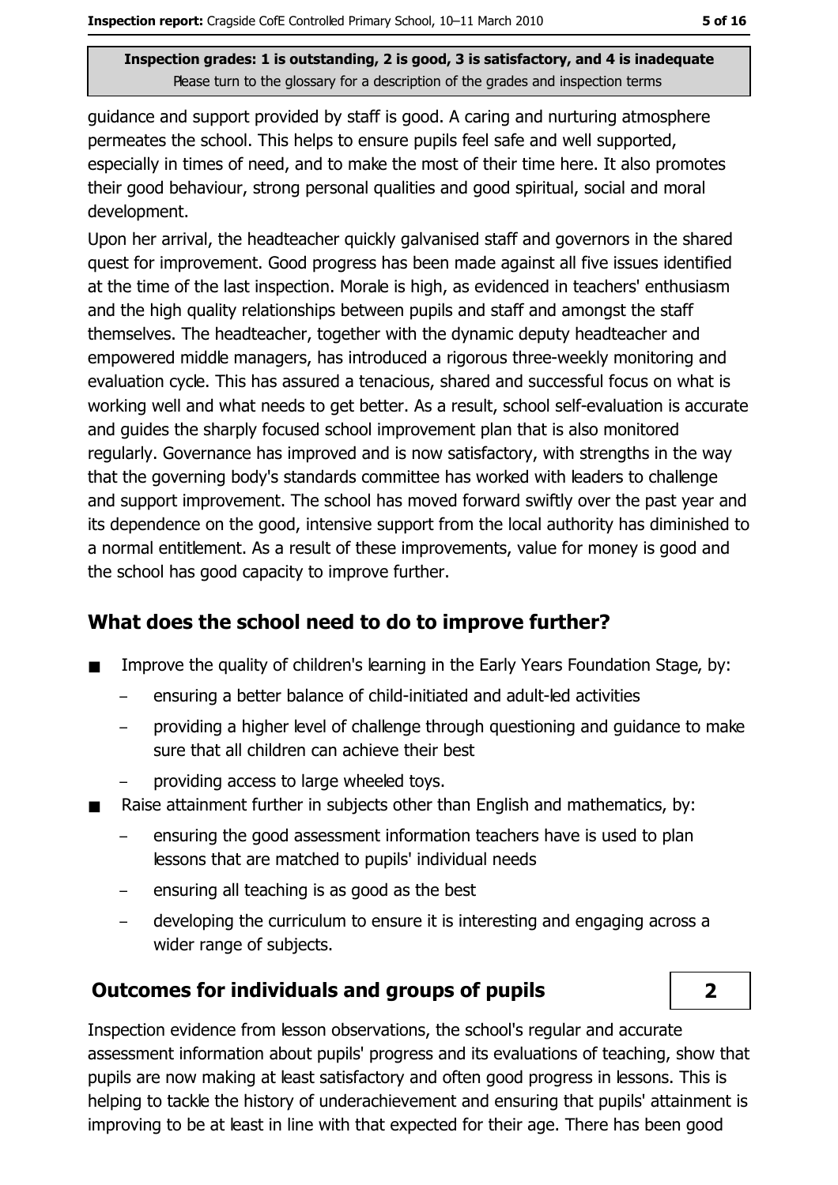guidance and support provided by staff is good. A caring and nurturing atmosphere permeates the school. This helps to ensure pupils feel safe and well supported, especially in times of need, and to make the most of their time here. It also promotes their good behaviour, strong personal qualities and good spiritual, social and moral development.

Upon her arrival, the headteacher quickly galvanised staff and governors in the shared quest for improvement. Good progress has been made against all five issues identified at the time of the last inspection. Morale is high, as evidenced in teachers' enthusiasm and the high quality relationships between pupils and staff and amongst the staff themselves. The headteacher, together with the dynamic deputy headteacher and empowered middle managers, has introduced a rigorous three-weekly monitoring and evaluation cycle. This has assured a tenacious, shared and successful focus on what is working well and what needs to get better. As a result, school self-evaluation is accurate and guides the sharply focused school improvement plan that is also monitored regularly. Governance has improved and is now satisfactory, with strengths in the way that the governing body's standards committee has worked with leaders to challenge and support improvement. The school has moved forward swiftly over the past year and its dependence on the good, intensive support from the local authority has diminished to a normal entitlement. As a result of these improvements, value for money is good and the school has good capacity to improve further.

## What does the school need to do to improve further?

- Improve the quality of children's learning in the Early Years Foundation Stage, by:
  - ensuring a better balance of child-initiated and adult-led activities
  - providing a higher level of challenge through questioning and guidance to make sure that all children can achieve their best
  - providing access to large wheeled toys.
- Raise attainment further in subjects other than English and mathematics, by:
  - ensuring the good assessment information teachers have is used to plan lessons that are matched to pupils' individual needs
  - ensuring all teaching is as good as the best
  - developing the curriculum to ensure it is interesting and engaging across a wider range of subjects.

## Outcomes for individuals and groups of pupils — 2

Inspection evidence from lesson observations, the school's regular and accurate assessment information about pupils' progress and its evaluations of teaching, show that pupils are now making at least satisfactory and often good progress in lessons. This is helping to tackle the history of underachievement and ensuring that pupils' attainment is improving to be at least in line with that expected for their age. There has been good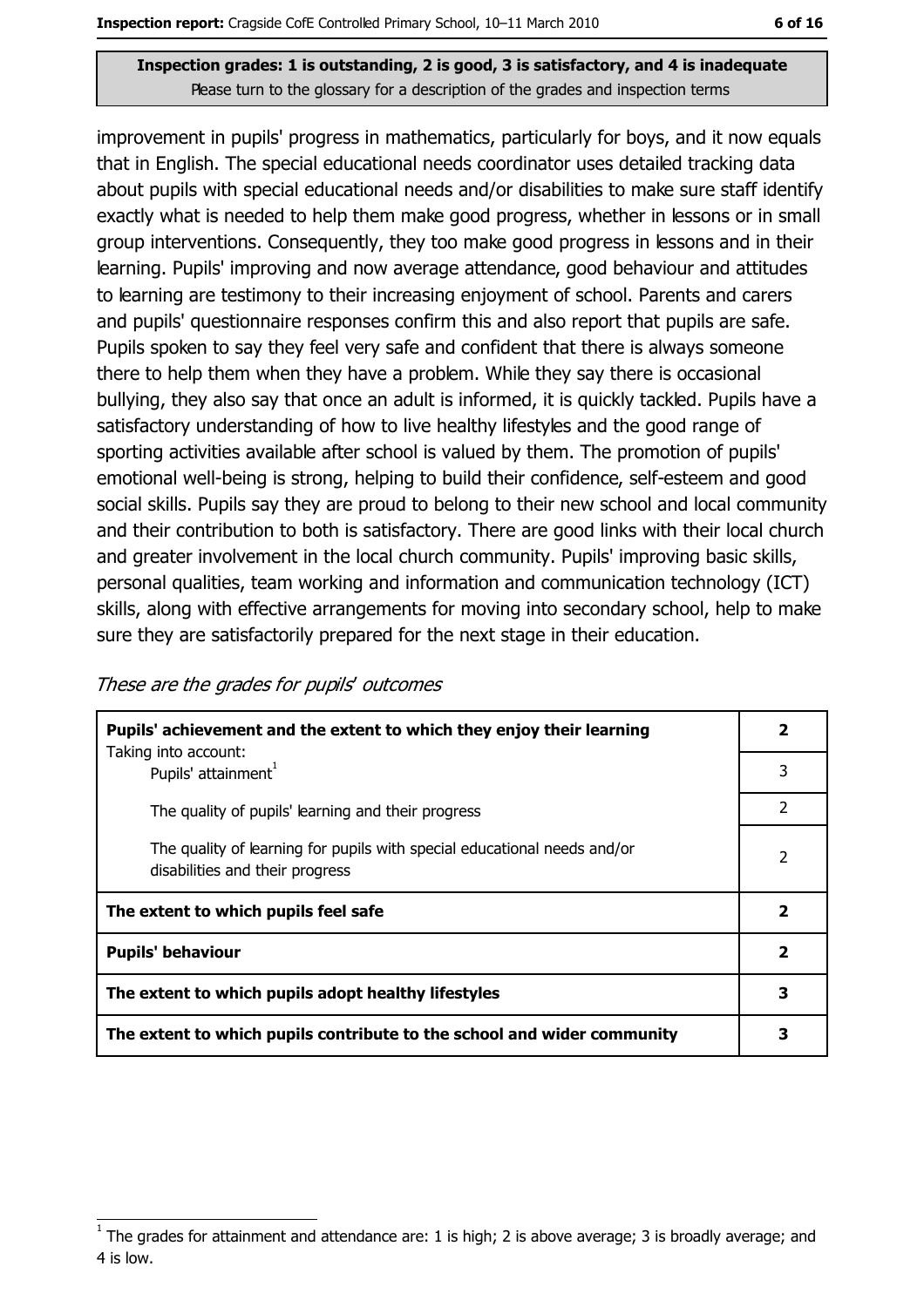**Inspection grades: 1 is outstanding, 2 is good, 3 is satisfactory, and 4 is inadequate**
Please turn to the glossary for a description of the grades and inspection terms

improvement in pupils' progress in mathematics, particularly for boys, and it now equals that in English. The special educational needs coordinator uses detailed tracking data about pupils with special educational needs and/or disabilities to make sure staff identify exactly what is needed to help them make good progress, whether in lessons or in small group interventions. Consequently, they too make good progress in lessons and in their learning. Pupils' improving and now average attendance, good behaviour and attitudes to learning are testimony to their increasing enjoyment of school. Parents and carers and pupils' questionnaire responses confirm this and also report that pupils are safe. Pupils spoken to say they feel very safe and confident that there is always someone there to help them when they have a problem. While they say there is occasional bullying, they also say that once an adult is informed, it is quickly tackled. Pupils have a satisfactory understanding of how to live healthy lifestyles and the good range of sporting activities available after school is valued by them. The promotion of pupils' emotional well-being is strong, helping to build their confidence, self-esteem and good social skills. Pupils say they are proud to belong to their new school and local community and their contribution to both is satisfactory. There are good links with their local church and greater involvement in the local church community. Pupils' improving basic skills, personal qualities, team working and information and communication technology (ICT) skills, along with effective arrangements for moving into secondary school, help to make sure they are satisfactorily prepared for the next stage in their education.

*These are the grades for pupils' outcomes*

| | |
|---|---|
| **Pupils' achievement and the extent to which they enjoy their learning** | **2** |
| Taking into account: Pupils' attainment[1] | 3 |
| The quality of pupils' learning and their progress | 2 |
| The quality of learning for pupils with special educational needs and/or disabilities and their progress | 2 |
| **The extent to which pupils feel safe** | **2** |
| **Pupils' behaviour** | **2** |
| **The extent to which pupils adopt healthy lifestyles** | **3** |
| **The extent to which pupils contribute to the school and wider community** | **3** |

[1] The grades for attainment and attendance are: 1 is high; 2 is above average; 3 is broadly average; and 4 is low.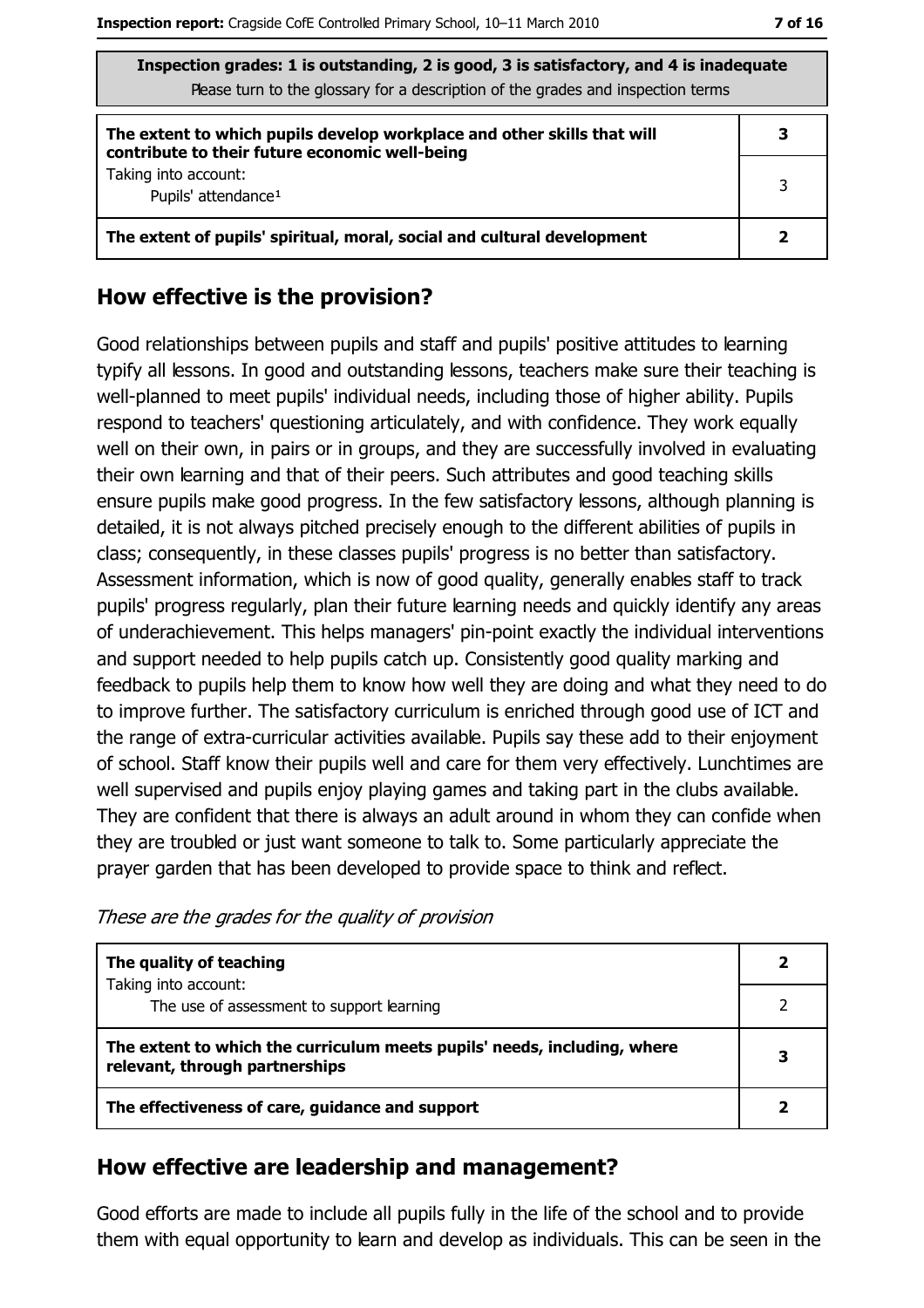| Inspection grades: 1 is outstanding, 2 is good, 3 is satisfactory, and 4 is inadequate<br>Please turn to the glossary for a description of the grades and inspection terms | |
|---|---|
| **The extent to which pupils develop workplace and other skills that will contribute to their future economic well-being** | **3** |
| Taking into account:<br>Pupils' attendance[1] | 3 |
| **The extent of pupils' spiritual, moral, social and cultural development** | **2** |

## How effective is the provision?

Good relationships between pupils and staff and pupils' positive attitudes to learning typify all lessons. In good and outstanding lessons, teachers make sure their teaching is well-planned to meet pupils' individual needs, including those of higher ability. Pupils respond to teachers' questioning articulately, and with confidence. They work equally well on their own, in pairs or in groups, and they are successfully involved in evaluating their own learning and that of their peers. Such attributes and good teaching skills ensure pupils make good progress. In the few satisfactory lessons, although planning is detailed, it is not always pitched precisely enough to the different abilities of pupils in class; consequently, in these classes pupils' progress is no better than satisfactory. Assessment information, which is now of good quality, generally enables staff to track pupils' progress regularly, plan their future learning needs and quickly identify any areas of underachievement. This helps managers' pin-point exactly the individual interventions and support needed to help pupils catch up. Consistently good quality marking and feedback to pupils help them to know how well they are doing and what they need to do to improve further. The satisfactory curriculum is enriched through good use of ICT and the range of extra-curricular activities available. Pupils say these add to their enjoyment of school. Staff know their pupils well and care for them very effectively. Lunchtimes are well supervised and pupils enjoy playing games and taking part in the clubs available. They are confident that there is always an adult around in whom they can confide when they are troubled or just want someone to talk to. Some particularly appreciate the prayer garden that has been developed to provide space to think and reflect.

*These are the grades for the quality of provision*

| | |
|---|---|
| **The quality of teaching** | **2** |
| Taking into account:<br>The use of assessment to support learning | 2 |
| **The extent to which the curriculum meets pupils' needs, including, where relevant, through partnerships** | **3** |
| **The effectiveness of care, guidance and support** | **2** |

## How effective are leadership and management?

Good efforts are made to include all pupils fully in the life of the school and to provide them with equal opportunity to learn and develop as individuals. This can be seen in the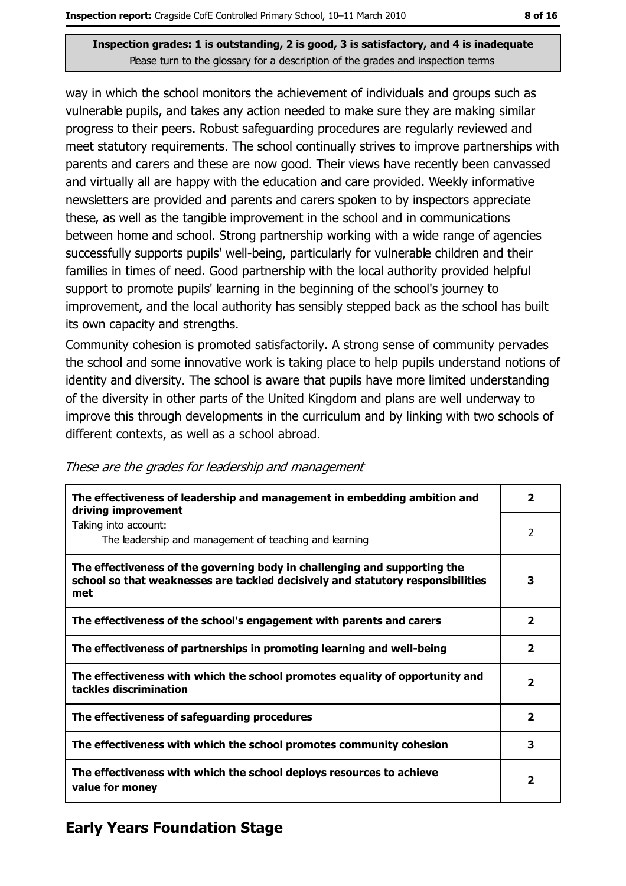**Inspection grades: 1 is outstanding, 2 is good, 3 is satisfactory, and 4 is inadequate**
Please turn to the glossary for a description of the grades and inspection terms

way in which the school monitors the achievement of individuals and groups such as vulnerable pupils, and takes any action needed to make sure they are making similar progress to their peers. Robust safeguarding procedures are regularly reviewed and meet statutory requirements. The school continually strives to improve partnerships with parents and carers and these are now good. Their views have recently been canvassed and virtually all are happy with the education and care provided. Weekly informative newsletters are provided and parents and carers spoken to by inspectors appreciate these, as well as the tangible improvement in the school and in communications between home and school. Strong partnership working with a wide range of agencies successfully supports pupils' well-being, particularly for vulnerable children and their families in times of need. Good partnership with the local authority provided helpful support to promote pupils' learning in the beginning of the school's journey to improvement, and the local authority has sensibly stepped back as the school has built its own capacity and strengths.

Community cohesion is promoted satisfactorily. A strong sense of community pervades the school and some innovative work is taking place to help pupils understand notions of identity and diversity. The school is aware that pupils have more limited understanding of the diversity in other parts of the United Kingdom and plans are well underway to improve this through developments in the curriculum and by linking with two schools of different contexts, as well as a school abroad.

*These are the grades for leadership and management*

| | |
|---|---|
| **The effectiveness of leadership and management in embedding ambition and driving improvement** | **2** |
| Taking into account: The leadership and management of teaching and learning | 2 |
| **The effectiveness of the governing body in challenging and supporting the school so that weaknesses are tackled decisively and statutory responsibilities met** | **3** |
| **The effectiveness of the school's engagement with parents and carers** | **2** |
| **The effectiveness of partnerships in promoting learning and well-being** | **2** |
| **The effectiveness with which the school promotes equality of opportunity and tackles discrimination** | **2** |
| **The effectiveness of safeguarding procedures** | **2** |
| **The effectiveness with which the school promotes community cohesion** | **3** |
| **The effectiveness with which the school deploys resources to achieve value for money** | **2** |

## Early Years Foundation Stage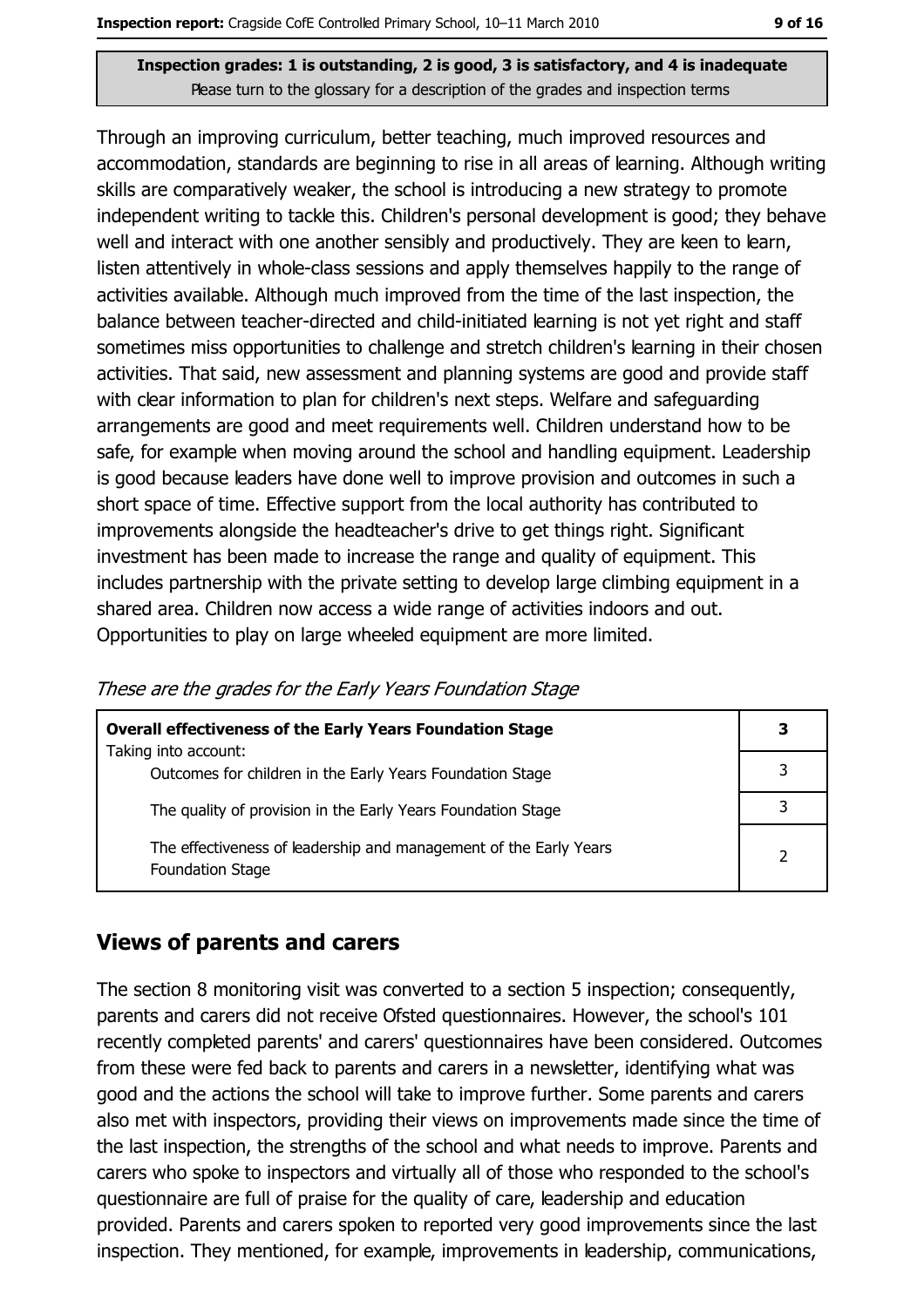**Inspection grades: 1 is outstanding, 2 is good, 3 is satisfactory, and 4 is inadequate**
Please turn to the glossary for a description of the grades and inspection terms

Through an improving curriculum, better teaching, much improved resources and accommodation, standards are beginning to rise in all areas of learning. Although writing skills are comparatively weaker, the school is introducing a new strategy to promote independent writing to tackle this. Children's personal development is good; they behave well and interact with one another sensibly and productively. They are keen to learn, listen attentively in whole-class sessions and apply themselves happily to the range of activities available. Although much improved from the time of the last inspection, the balance between teacher-directed and child-initiated learning is not yet right and staff sometimes miss opportunities to challenge and stretch children's learning in their chosen activities. That said, new assessment and planning systems are good and provide staff with clear information to plan for children's next steps. Welfare and safeguarding arrangements are good and meet requirements well. Children understand how to be safe, for example when moving around the school and handling equipment. Leadership is good because leaders have done well to improve provision and outcomes in such a short space of time. Effective support from the local authority has contributed to improvements alongside the headteacher's drive to get things right. Significant investment has been made to increase the range and quality of equipment. This includes partnership with the private setting to develop large climbing equipment in a shared area. Children now access a wide range of activities indoors and out. Opportunities to play on large wheeled equipment are more limited.

*These are the grades for the Early Years Foundation Stage*

| **Overall effectiveness of the Early Years Foundation Stage**<br>Taking into account: | **3** |
|---|---|
| Outcomes for children in the Early Years Foundation Stage | 3 |
| The quality of provision in the Early Years Foundation Stage | 3 |
| The effectiveness of leadership and management of the Early Years Foundation Stage | 2 |

## Views of parents and carers

The section 8 monitoring visit was converted to a section 5 inspection; consequently, parents and carers did not receive Ofsted questionnaires. However, the school's 101 recently completed parents' and carers' questionnaires have been considered. Outcomes from these were fed back to parents and carers in a newsletter, identifying what was good and the actions the school will take to improve further. Some parents and carers also met with inspectors, providing their views on improvements made since the time of the last inspection, the strengths of the school and what needs to improve. Parents and carers who spoke to inspectors and virtually all of those who responded to the school's questionnaire are full of praise for the quality of care, leadership and education provided. Parents and carers spoken to reported very good improvements since the last inspection. They mentioned, for example, improvements in leadership, communications,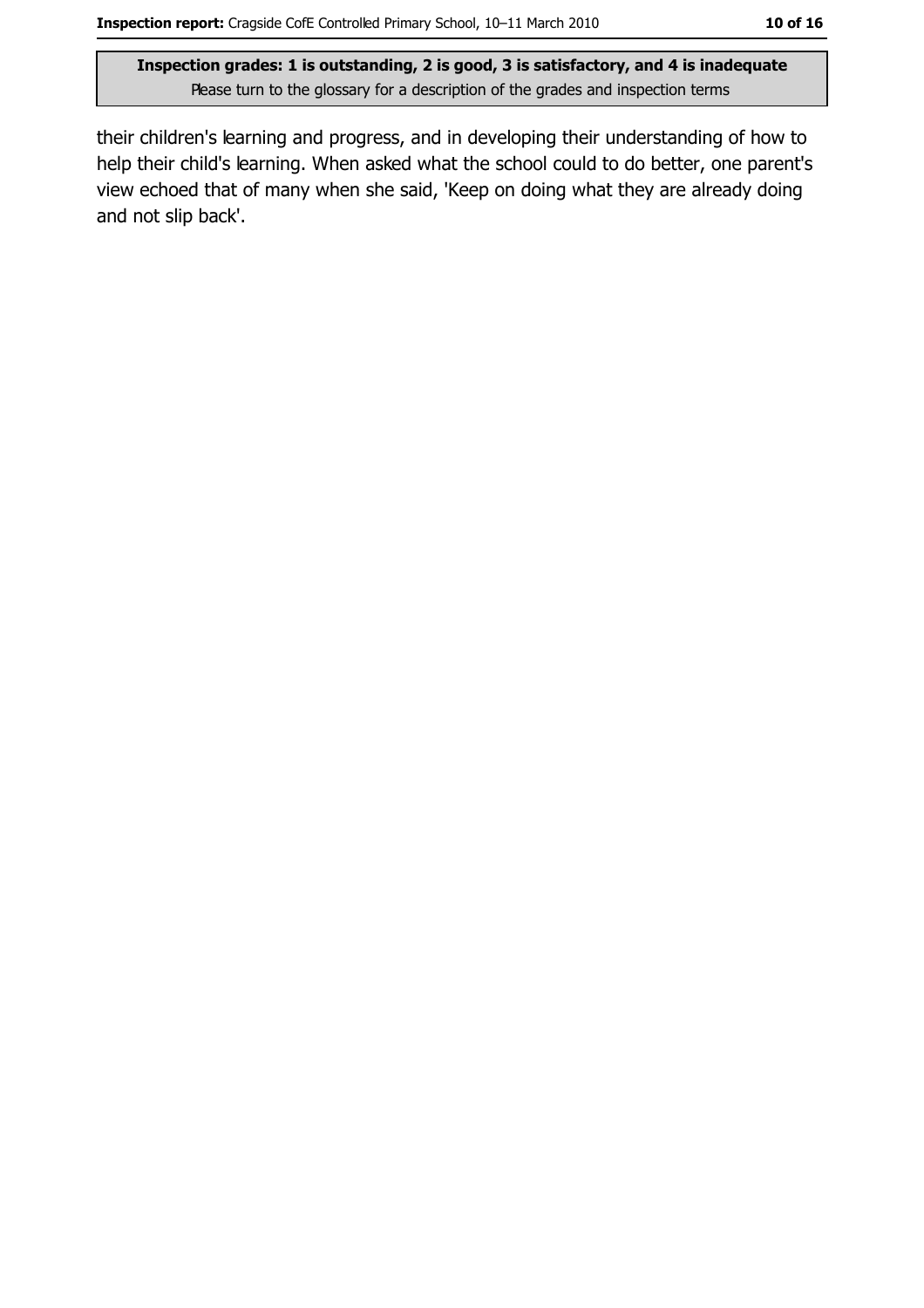their children's learning and progress, and in developing their understanding of how to help their child's learning. When asked what the school could to do better, one parent's view echoed that of many when she said, 'Keep on doing what they are already doing and not slip back'.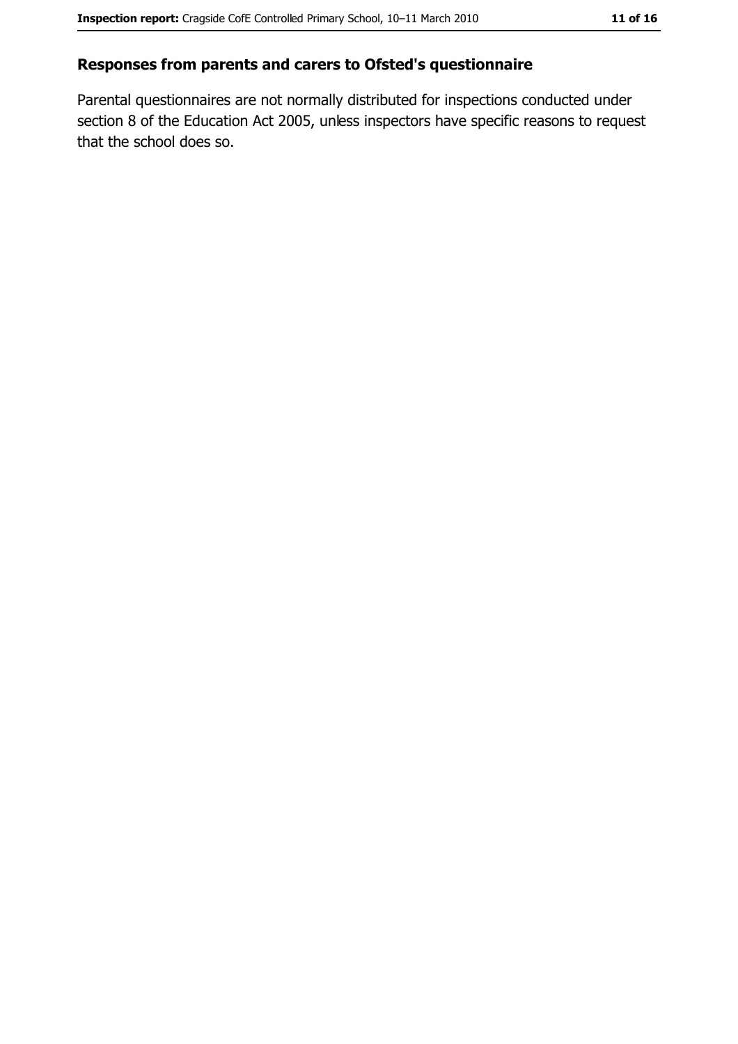## Responses from parents and carers to Ofsted's questionnaire

Parental questionnaires are not normally distributed for inspections conducted under section 8 of the Education Act 2005, unless inspectors have specific reasons to request that the school does so.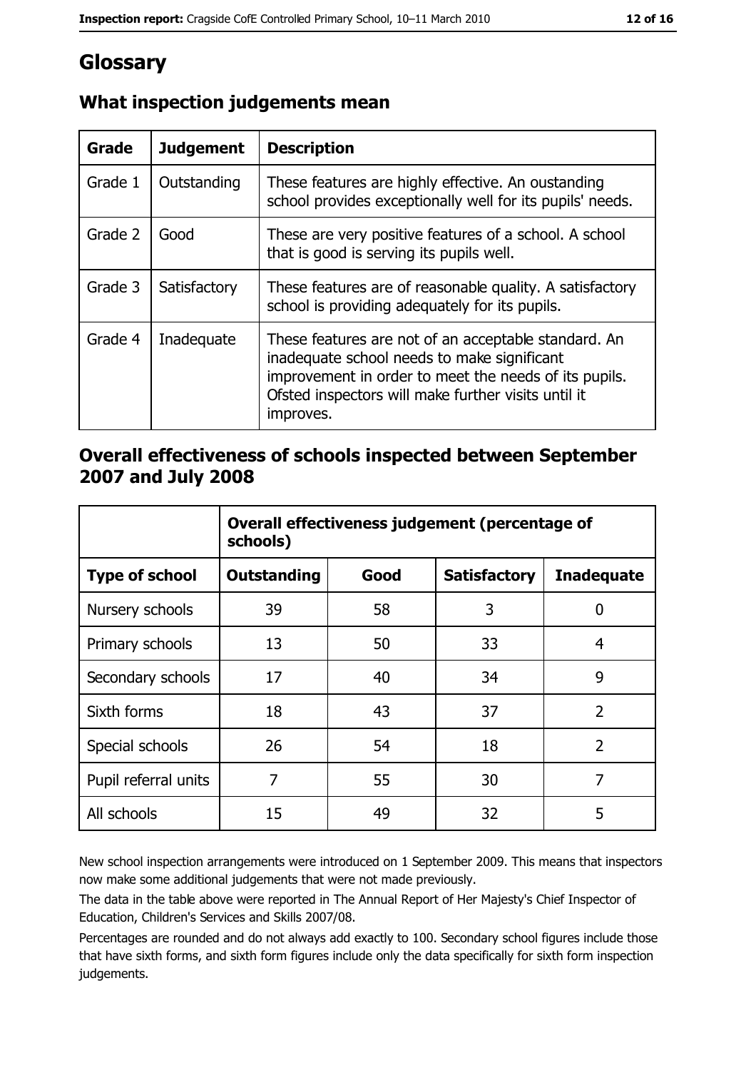# Glossary

## What inspection judgements mean

| Grade | Judgement | Description |
|---|---|---|
| Grade 1 | Outstanding | These features are highly effective. An oustanding school provides exceptionally well for its pupils' needs. |
| Grade 2 | Good | These are very positive features of a school. A school that is good is serving its pupils well. |
| Grade 3 | Satisfactory | These features are of reasonable quality. A satisfactory school is providing adequately for its pupils. |
| Grade 4 | Inadequate | These features are not of an acceptable standard. An inadequate school needs to make significant improvement in order to meet the needs of its pupils. Ofsted inspectors will make further visits until it improves. |

## Overall effectiveness of schools inspected between September 2007 and July 2008

| | Overall effectiveness judgement (percentage of schools) | | | |
|---|---|---|---|---|
| **Type of school** | **Outstanding** | **Good** | **Satisfactory** | **Inadequate** |
| Nursery schools | 39 | 58 | 3 | 0 |
| Primary schools | 13 | 50 | 33 | 4 |
| Secondary schools | 17 | 40 | 34 | 9 |
| Sixth forms | 18 | 43 | 37 | 2 |
| Special schools | 26 | 54 | 18 | 2 |
| Pupil referral units | 7 | 55 | 30 | 7 |
| All schools | 15 | 49 | 32 | 5 |

New school inspection arrangements were introduced on 1 September 2009. This means that inspectors now make some additional judgements that were not made previously.

The data in the table above were reported in The Annual Report of Her Majesty's Chief Inspector of Education, Children's Services and Skills 2007/08.

Percentages are rounded and do not always add exactly to 100. Secondary school figures include those that have sixth forms, and sixth form figures include only the data specifically for sixth form inspection judgements.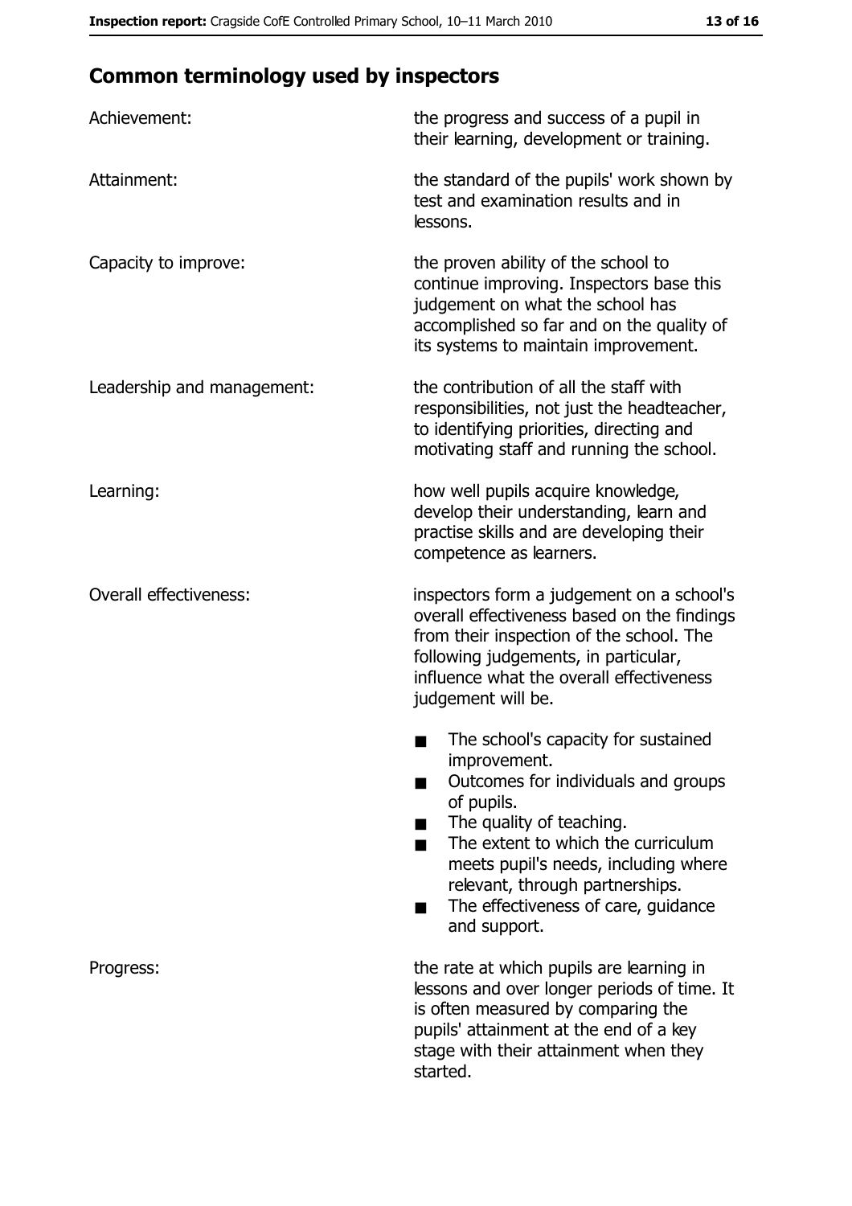## Common terminology used by inspectors

| | |
|---|---|
| Achievement: | the progress and success of a pupil in their learning, development or training. |
| Attainment: | the standard of the pupils' work shown by test and examination results and in lessons. |
| Capacity to improve: | the proven ability of the school to continue improving. Inspectors base this judgement on what the school has accomplished so far and on the quality of its systems to maintain improvement. |
| Leadership and management: | the contribution of all the staff with responsibilities, not just the headteacher, to identifying priorities, directing and motivating staff and running the school. |
| Learning: | how well pupils acquire knowledge, develop their understanding, learn and practise skills and are developing their competence as learners. |
| Overall effectiveness: | inspectors form a judgement on a school's overall effectiveness based on the findings from their inspection of the school. The following judgements, in particular, influence what the overall effectiveness judgement will be.<br>■ The school's capacity for sustained improvement.<br>■ Outcomes for individuals and groups of pupils.<br>■ The quality of teaching.<br>■ The extent to which the curriculum meets pupil's needs, including where relevant, through partnerships.<br>■ The effectiveness of care, guidance and support. |
| Progress: | the rate at which pupils are learning in lessons and over longer periods of time. It is often measured by comparing the pupils' attainment at the end of a key stage with their attainment when they started. |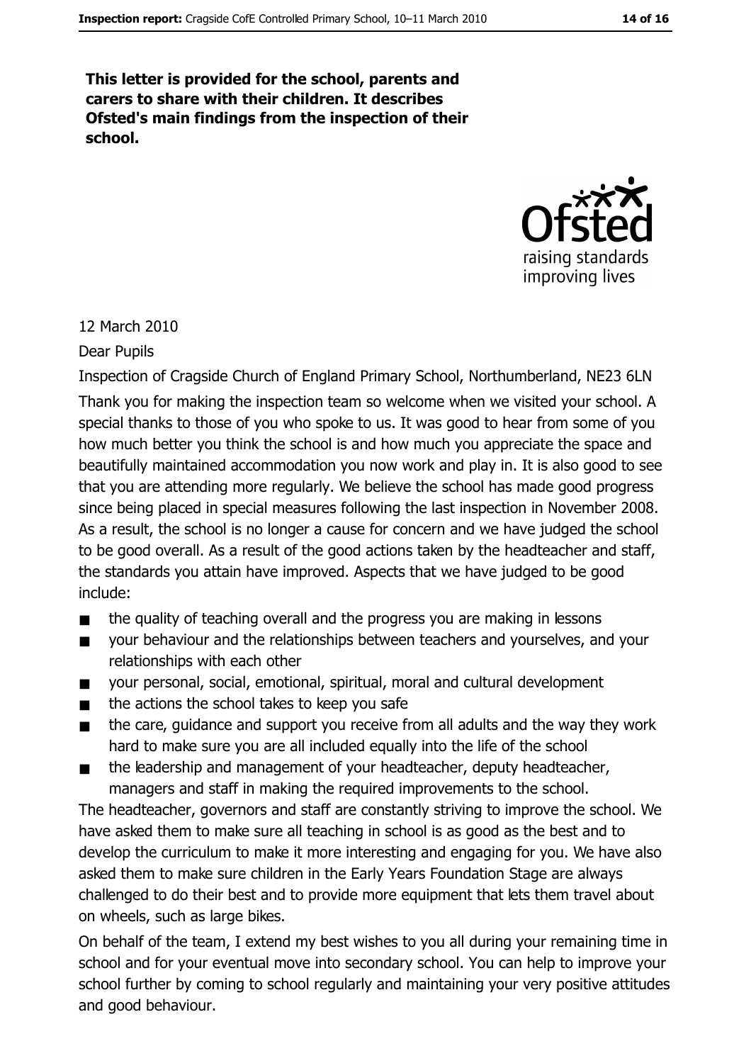**This letter is provided for the school, parents and carers to share with their children. It describes Ofsted's main findings from the inspection of their school.**

12 March 2010

Dear Pupils

Inspection of Cragside Church of England Primary School, Northumberland, NE23 6LN

Thank you for making the inspection team so welcome when we visited your school. A special thanks to those of you who spoke to us. It was good to hear from some of you how much better you think the school is and how much you appreciate the space and beautifully maintained accommodation you now work and play in. It is also good to see that you are attending more regularly. We believe the school has made good progress since being placed in special measures following the last inspection in November 2008. As a result, the school is no longer a cause for concern and we have judged the school to be good overall. As a result of the good actions taken by the headteacher and staff, the standards you attain have improved. Aspects that we have judged to be good include:

- the quality of teaching overall and the progress you are making in lessons
- your behaviour and the relationships between teachers and yourselves, and your relationships with each other
- your personal, social, emotional, spiritual, moral and cultural development
- the actions the school takes to keep you safe
- the care, guidance and support you receive from all adults and the way they work hard to make sure you are all included equally into the life of the school
- the leadership and management of your headteacher, deputy headteacher, managers and staff in making the required improvements to the school.

The headteacher, governors and staff are constantly striving to improve the school. We have asked them to make sure all teaching in school is as good as the best and to develop the curriculum to make it more interesting and engaging for you. We have also asked them to make sure children in the Early Years Foundation Stage are always challenged to do their best and to provide more equipment that lets them travel about on wheels, such as large bikes.

On behalf of the team, I extend my best wishes to you all during your remaining time in school and for your eventual move into secondary school. You can help to improve your school further by coming to school regularly and maintaining your very positive attitudes and good behaviour.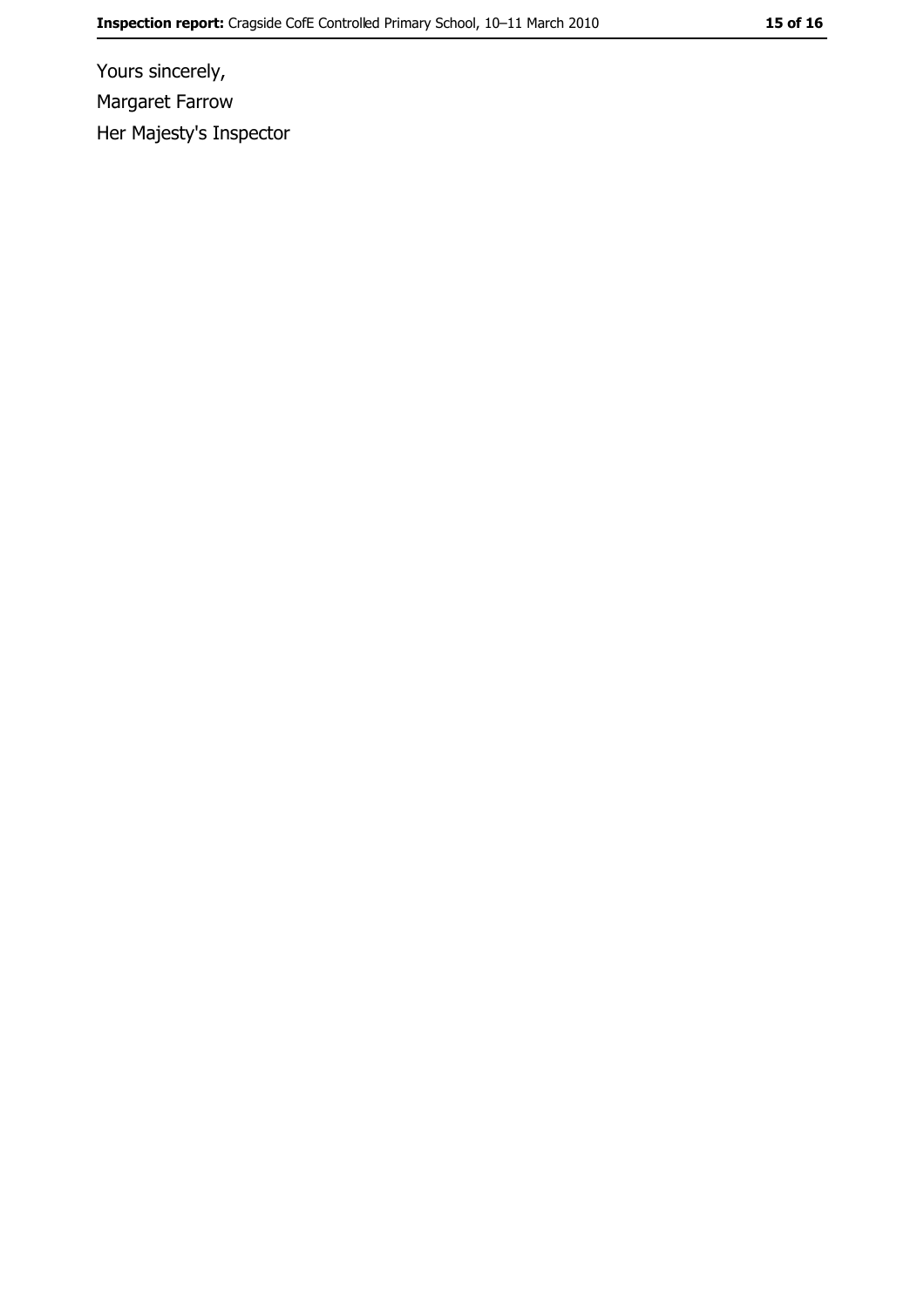Yours sincerely,

Margaret Farrow

Her Majesty's Inspector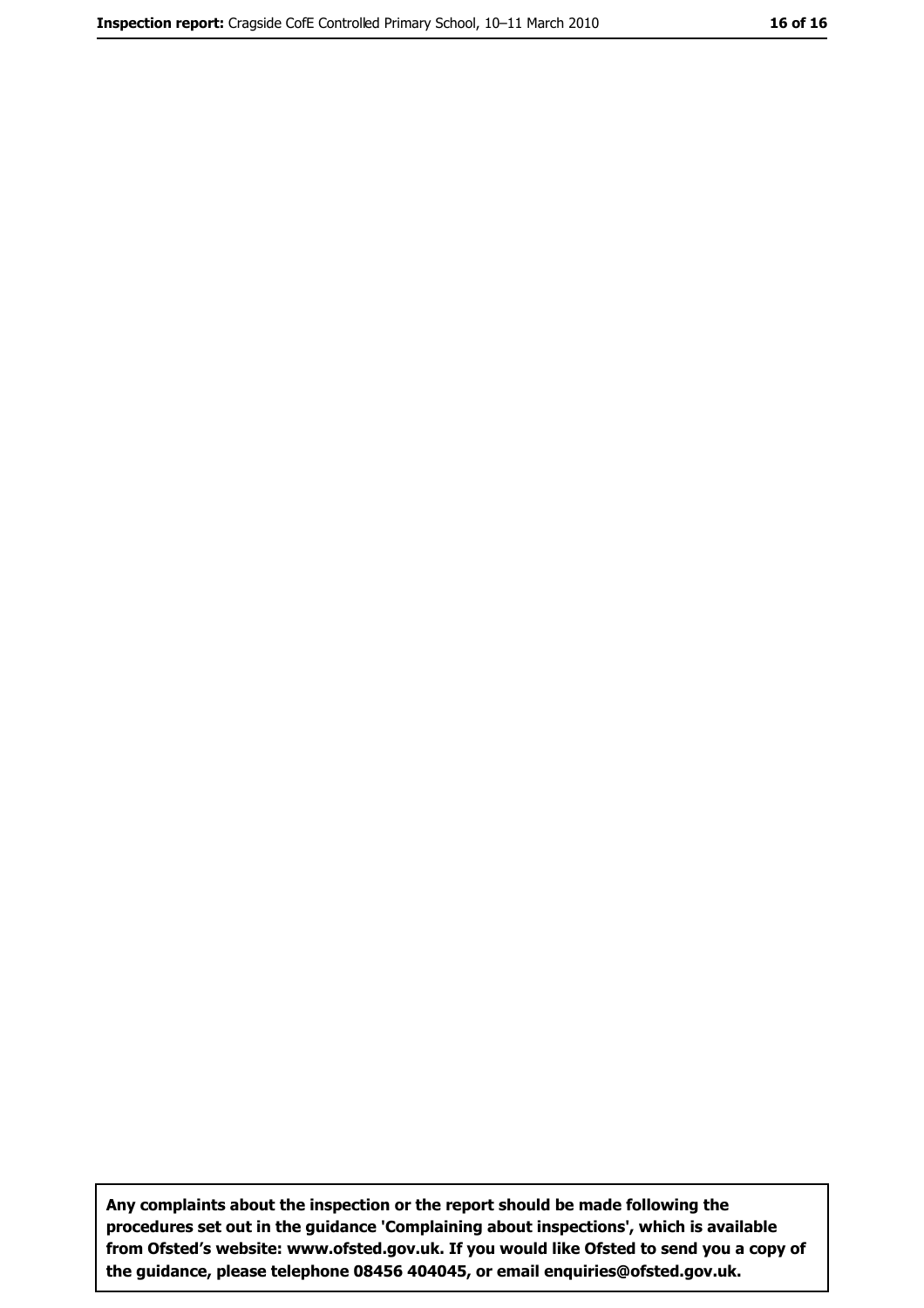**Any complaints about the inspection or the report should be made following the procedures set out in the guidance 'Complaining about inspections', which is available from Ofsted's website: www.ofsted.gov.uk. If you would like Ofsted to send you a copy of the guidance, please telephone 08456 404045, or email enquiries@ofsted.gov.uk.**